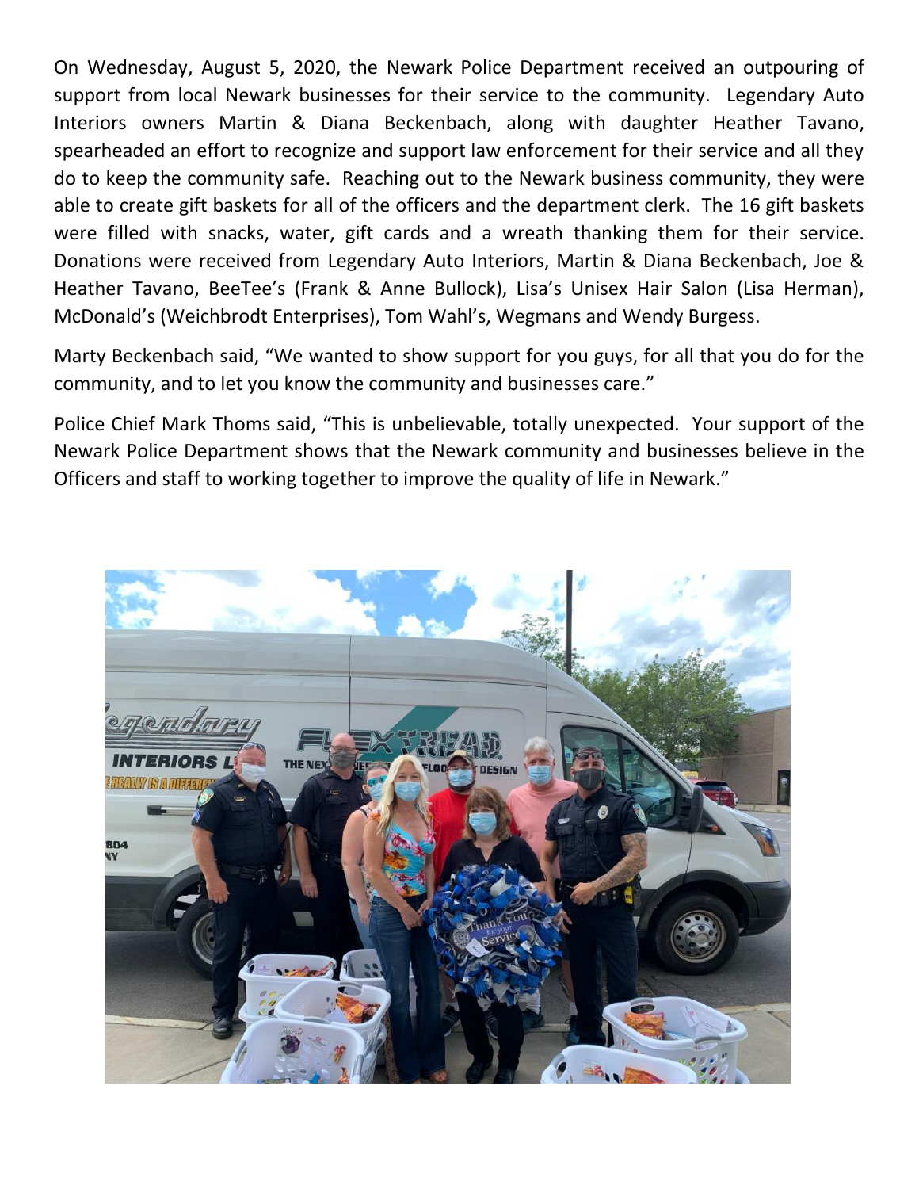On Wednesday, August 5, 2020, the Newark Police Department received an outpouring of support from local Newark businesses for their service to the community. Legendary Auto Interiors owners Martin & Diana Beckenbach, along with daughter Heather Tavano, spearheaded an effort to recognize and support law enforcement for their service and all they do to keep the community safe. Reaching out to the Newark business community, they were able to create gift baskets for all of the officers and the department clerk. The 16 gift baskets were filled with snacks, water, gift cards and a wreath thanking them for their service. Donations were received from Legendary Auto Interiors, Martin & Diana Beckenbach, Joe & Heather Tavano, BeeTee's (Frank & Anne Bullock), Lisa's Unisex Hair Salon (Lisa Herman), McDonald's (Weichbrodt Enterprises), Tom Wahl's, Wegmans and Wendy Burgess.

Marty Beckenbach said, "We wanted to show support for you guys, for all that you do for the community, and to let you know the community and businesses care."

Police Chief Mark Thoms said, "This is unbelievable, totally unexpected. Your support of the Newark Police Department shows that the Newark community and businesses believe in the Officers and staff to working together to improve the quality of life in Newark."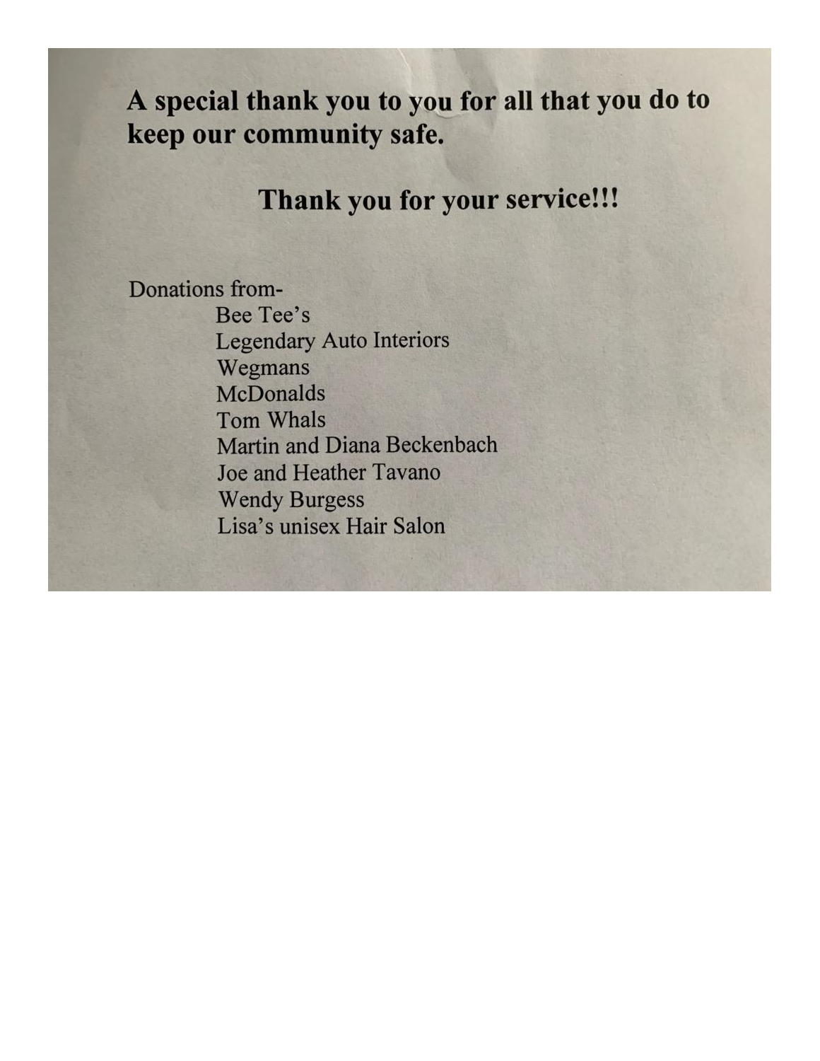**A special thank you to you for all that you do to keep our community safe.**

**Thank you for your service!!!**

Donations from-

- Bee Tee's
- Legendary Auto Interiors
- Wegmans
- McDonalds
- Tom Whals
- Martin and Diana Beckenbach
- Joe and Heather Tavano
- Wendy Burgess
- Lisa's unisex Hair Salon